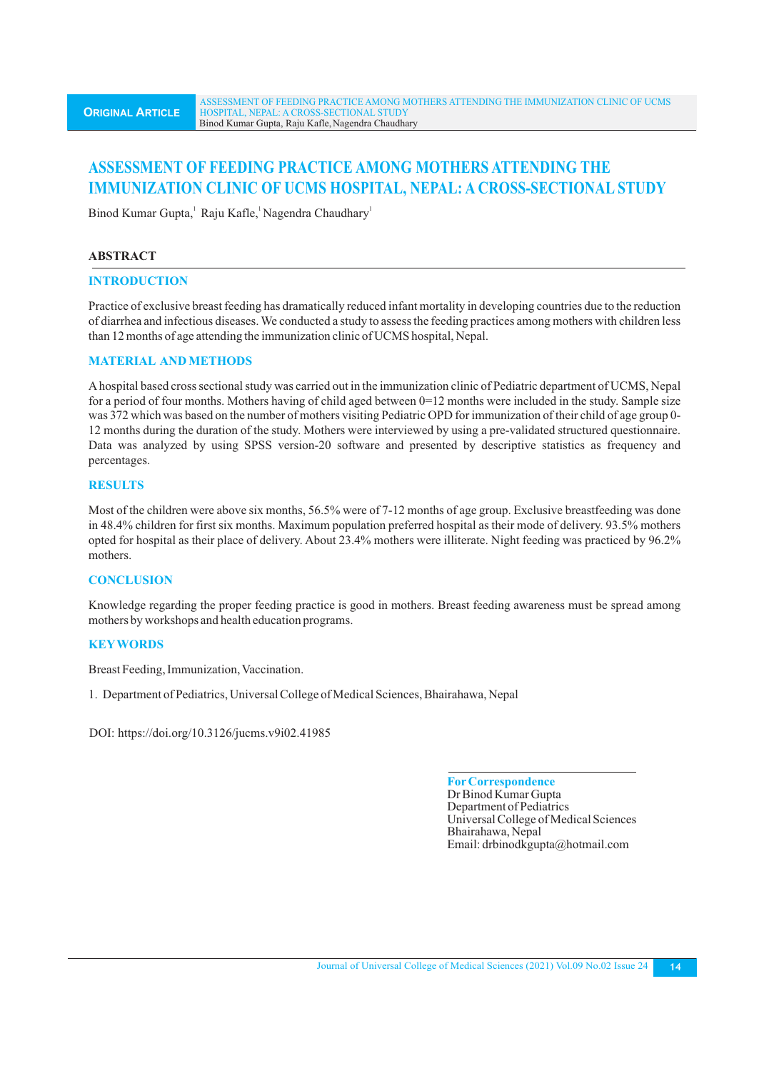**ORIGINAL ARTICLE**

# ASSESSMENT OF FEEDING PRACTICE AMONG MOTHERS ATTENDING THE IMMUNIZATION CLINIC OF UCMS HOSPITAL, NEPAL: A CROSS-SECTIONAL STUDY

Binod Kumar Gupta,[1] Raju Kafle,[1] Nagendra Chaudhary[1]

## ABSTRACT

### INTRODUCTION

Practice of exclusive breast feeding has dramatically reduced infant mortality in developing countries due to the reduction of diarrhea and infectious diseases. We conducted a study to assess the feeding practices among mothers with children less than 12 months of age attending the immunization clinic of UCMS hospital, Nepal.

### MATERIAL AND METHODS

A hospital based cross sectional study was carried out in the immunization clinic of Pediatric department of UCMS, Nepal for a period of four months. Mothers having of child aged between 0=12 months were included in the study. Sample size was 372 which was based on the number of mothers visiting Pediatric OPD for immunization of their child of age group 0-12 months during the duration of the study. Mothers were interviewed by using a pre-validated structured questionnaire. Data was analyzed by using SPSS version-20 software and presented by descriptive statistics as frequency and percentages.

### RESULTS

Most of the children were above six months, 56.5% were of 7-12 months of age group. Exclusive breastfeeding was done in 48.4% children for first six months. Maximum population preferred hospital as their mode of delivery. 93.5% mothers opted for hospital as their place of delivery. About 23.4% mothers were illiterate. Night feeding was practiced by 96.2% mothers.

### CONCLUSION

Knowledge regarding the proper feeding practice is good in mothers. Breast feeding awareness must be spread among mothers by workshops and health education programs.

### KEYWORDS

Breast Feeding, Immunization, Vaccination.

1. Department of Pediatrics, Universal College of Medical Sciences, Bhairahawa, Nepal

DOI: https://doi.org/10.3126/jucms.v9i02.41985

**For Correspondence**
Dr Binod Kumar Gupta
Department of Pediatrics
Universal College of Medical Sciences
Bhairahawa, Nepal
Email: drbinodkgupta@hotmail.com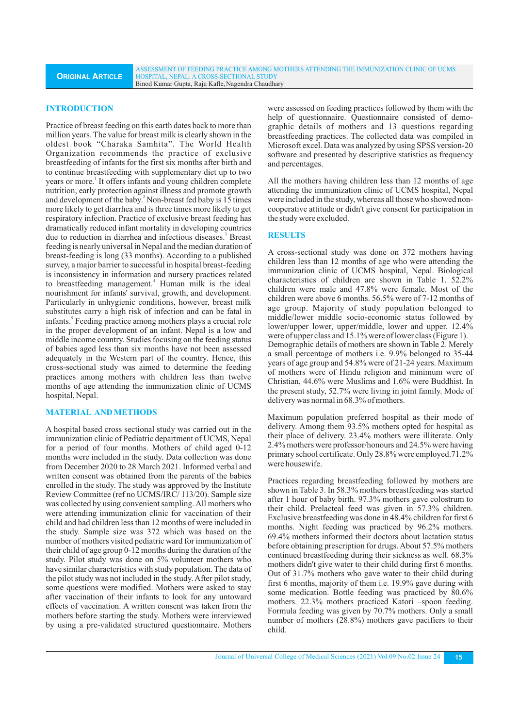## INTRODUCTION

Practice of breast feeding on this earth dates back to more than million years. The value for breast milk is clearly shown in the oldest book "Charaka Samhita". The World Health Organization recommends the practice of exclusive breastfeeding of infants for the first six months after birth and to continue breastfeeding with supplementary diet up to two years or more.[1] It offers infants and young children complete nutrition, early protection against illness and promote growth and development of the baby.[2] Non-breast fed baby is 15 times more likely to get diarrhea and is three times more likely to get respiratory infection. Practice of exclusive breast feeding has dramatically reduced infant mortality in developing countries due to reduction in diarrhea and infectious diseases.[3] Breast feeding is nearly universal in Nepal and the median duration of breast-feeding is long (33 months). According to a published survey, a major barrier to successful in hospital breast-feeding is inconsistency in information and nursery practices related to breastfeeding management.[4] Human milk is the ideal nourishment for infants' survival, growth, and development. Particularly in unhygienic conditions, however, breast milk substitutes carry a high risk of infection and can be fatal in infants.[5] Feeding practice among mothers plays a crucial role in the proper development of an infant. Nepal is a low and middle income country. Studies focusing on the feeding status of babies aged less than six months have not been assessed adequately in the Western part of the country. Hence, this cross-sectional study was aimed to determine the feeding practices among mothers with children less than twelve months of age attending the immunization clinic of UCMS hospital, Nepal.

## MATERIAL AND METHODS

A hospital based cross sectional study was carried out in the immunization clinic of Pediatric department of UCMS, Nepal for a period of four months. Mothers of child aged 0-12 months were included in the study. Data collection was done from December 2020 to 28 March 2021. Informed verbal and written consent was obtained from the parents of the babies enrolled in the study. The study was approved by the Institute Review Committee (ref no UCMS/IRC/ 113/20). Sample size was collected by using convenient sampling. All mothers who were attending immunization clinic for vaccination of their child and had children less than 12 months of were included in the study. Sample size was 372 which was based on the number of mothers visited pediatric ward for immunization of their child of age group 0-12 months during the duration of the study. Pilot study was done on 5% volunteer mothers who have similar characteristics with study population. The data of the pilot study was not included in the study. After pilot study, some questions were modified. Mothers were asked to stay after vaccination of their infants to look for any untoward effects of vaccination. A written consent was taken from the mothers before starting the study. Mothers were interviewed by using a pre-validated structured questionnaire. Mothers were assessed on feeding practices followed by them with the help of questionnaire. Questionnaire consisted of demographic details of mothers and 13 questions regarding breastfeeding practices. The collected data was compiled in Microsoft excel. Data was analyzed by using SPSS version-20 software and presented by descriptive statistics as frequency and percentages.

All the mothers having children less than 12 months of age attending the immunization clinic of UCMS hospital, Nepal were included in the study, whereas all those who showed non-cooperative attitude or didn't give consent for participation in the study were excluded.

## RESULTS

A cross-sectional study was done on 372 mothers having children less than 12 months of age who were attending the immunization clinic of UCMS hospital, Nepal. Biological characteristics of children are shown in Table 1. 52.2% children were male and 47.8% were female. Most of the children were above 6 months. 56.5% were of 7-12 months of age group. Majority of study population belonged to middle/lower middle socio-economic status followed by lower/upper lower, upper/middle, lower and upper. 12.4% were of upper class and 15.1% were of lower class (Figure 1). Demographic details of mothers are shown in Table 2. Merely a small percentage of mothers i.e. 9.9% belonged to 35-44 years of age group and 54.8% were of 21-24 years. Maximum of mothers were of Hindu religion and minimum were of Christian, 44.6% were Muslims and 1.6% were Buddhist. In the present study, 52.7% were living in joint family. Mode of delivery was normal in 68.3% of mothers.

Maximum population preferred hospital as their mode of delivery. Among them 93.5% mothers opted for hospital as their place of delivery. 23.4% mothers were illiterate. Only 2.4% mothers were professor/honours and 24.5% were having primary school certificate. Only 28.8% were employed. 71.2% were housewife.

Practices regarding breastfeeding followed by mothers are shown in Table 3. In 58.3% mothers breastfeeding was started after 1 hour of baby birth. 97.3% mothers gave colostrum to their child. Prelacteal feed was given in 57.3% children. Exclusive breastfeeding was done in 48.4% children for first 6 months. Night feeding was practiced by 96.2% mothers. 69.4% mothers informed their doctors about lactation status before obtaining prescription for drugs. About 57.5% mothers continued breastfeeding during their sickness as well. 68.3% mothers didn't give water to their child during first 6 months. Out of 31.7% mothers who gave water to their child during first 6 months, majority of them i.e. 19.9% gave during with some medication. Bottle feeding was practiced by 80.6% mothers. 22.3% mothers practiced Katori –spoon feeding. Formula feeding was given by 70.7% mothers. Only a small number of mothers (28.8%) mothers gave pacifiers to their child.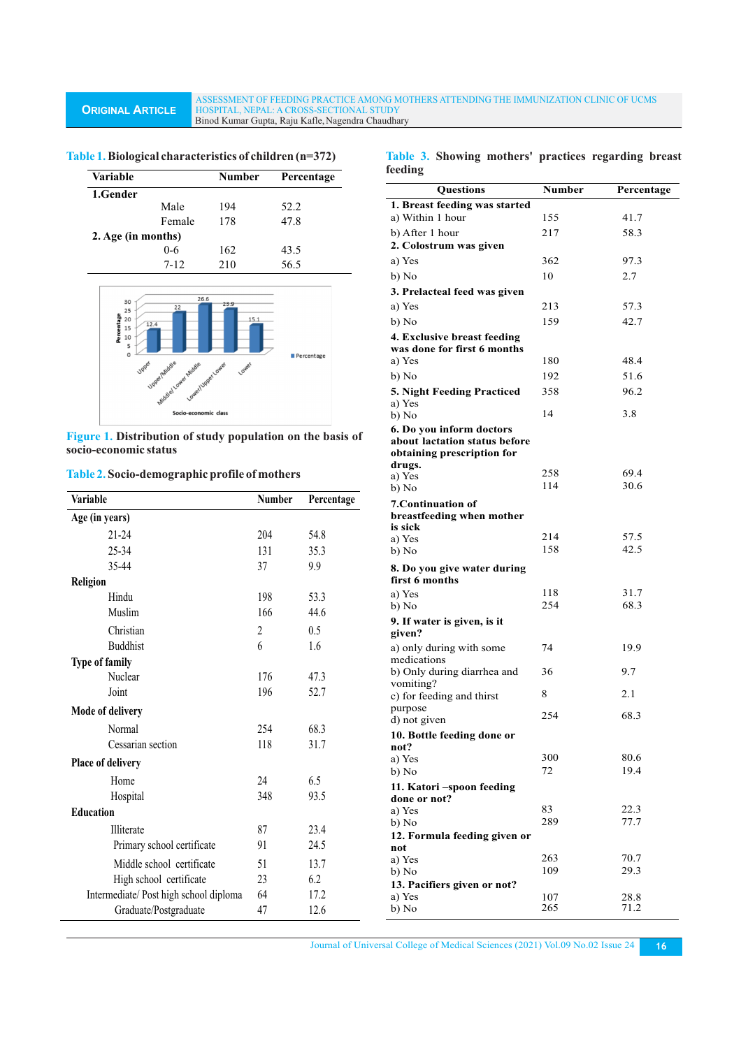**Table 1. Biological characteristics of children (n=372)**

| Variable | Number | Percentage |
|---|---|---|
| **1.Gender** | | |
| Male | 194 | 52.2 |
| Female | 178 | 47.8 |
| **2. Age (in months)** | | |
| 0-6 | 162 | 43.5 |
| 7-12 | 210 | 56.5 |

**Figure 1.** Distribution of study population on the basis of socio-economic status

**Table 2. Socio-demographic profile of mothers**

| Variable | Number | Percentage |
|---|---|---|
| **Age (in years)** | | |
| 21-24 | 204 | 54.8 |
| 25-34 | 131 | 35.3 |
| 35-44 | 37 | 9.9 |
| **Religion** | | |
| Hindu | 198 | 53.3 |
| Muslim | 166 | 44.6 |
| Christian | 2 | 0.5 |
| Buddhist | 6 | 1.6 |
| **Type of family** | | |
| Nuclear | 176 | 47.3 |
| Joint | 196 | 52.7 |
| **Mode of delivery** | | |
| Normal | 254 | 68.3 |
| Cessarian section | 118 | 31.7 |
| **Place of delivery** | | |
| Home | 24 | 6.5 |
| Hospital | 348 | 93.5 |
| **Education** | | |
| Illiterate | 87 | 23.4 |
| Primary school certificate | 91 | 24.5 |
| Middle school certificate | 51 | 13.7 |
| High school certificate | 23 | 6.2 |
| Intermediate/ Post high school diploma | 64 | 17.2 |
| Graduate/Postgraduate | 47 | 12.6 |

**Table 3. Showing mothers' practices regarding breast feeding**

| Questions | Number | Percentage |
|---|---|---|
| **1. Breast feeding was started** | | |
| a) Within 1 hour | 155 | 41.7 |
| b) After 1 hour | 217 | 58.3 |
| **2. Colostrum was given** | | |
| a) Yes | 362 | 97.3 |
| b) No | 10 | 2.7 |
| **3. Prelacteal feed was given** | | |
| a) Yes | 213 | 57.3 |
| b) No | 159 | 42.7 |
| **4. Exclusive breast feeding was done for first 6 months** | | |
| a) Yes | 180 | 48.4 |
| b) No | 192 | 51.6 |
| **5. Night Feeding Practiced** | | |
| a) Yes | 358 | 96.2 |
| b) No | 14 | 3.8 |
| **6. Do you inform doctors about lactation status before obtaining prescription for drugs.** | | |
| a) Yes | 258 | 69.4 |
| b) No | 114 | 30.6 |
| **7.Continuation of breastfeeding when mother is sick** | | |
| a) Yes | 214 | 57.5 |
| b) No | 158 | 42.5 |
| **8. Do you give water during first 6 months** | | |
| a) Yes | 118 | 31.7 |
| b) No | 254 | 68.3 |
| **9. If water is given, is it given?** | | |
| a) only during with some medications | 74 | 19.9 |
| b) Only during diarrhea and vomiting? | 36 | 9.7 |
| c) for feeding and thirst purpose | 8 | 2.1 |
| d) not given | 254 | 68.3 |
| **10. Bottle feeding done or not?** | | |
| a) Yes | 300 | 80.6 |
| b) No | 72 | 19.4 |
| **11. Katori –spoon feeding done or not?** | | |
| a) Yes | 83 | 22.3 |
| b) No | 289 | 77.7 |
| **12. Formula feeding given or not** | | |
| a) Yes | 263 | 70.7 |
| b) No | 109 | 29.3 |
| **13. Pacifiers given or not?** | | |
| a) Yes | 107 | 28.8 |
| b) No | 265 | 71.2 |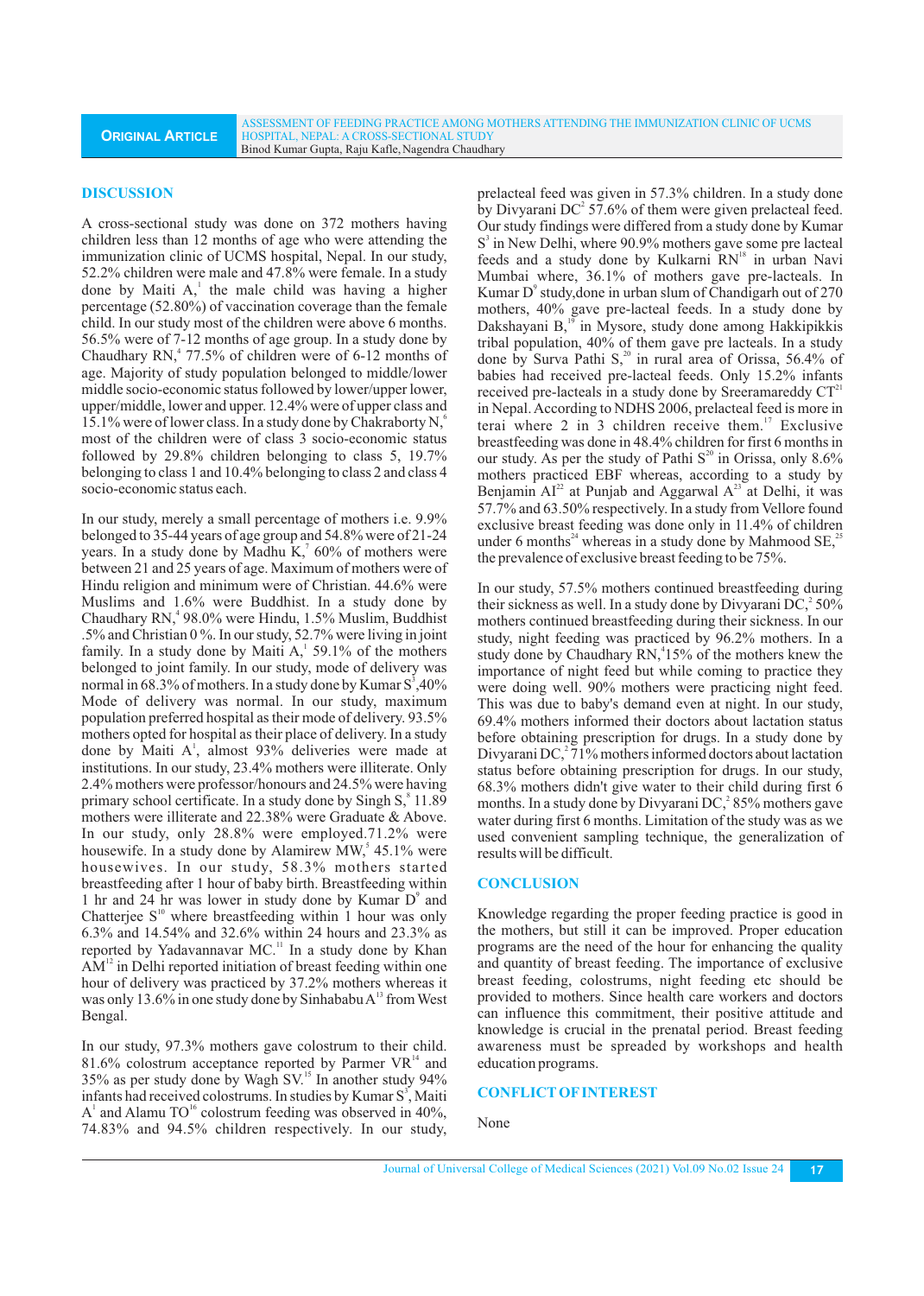## DISCUSSION

A cross-sectional study was done on 372 mothers having children less than 12 months of age who were attending the immunization clinic of UCMS hospital, Nepal. In our study, 52.2% children were male and 47.8% were female. In a study done by Maiti A,[1] the male child was having a higher percentage (52.80%) of vaccination coverage than the female child. In our study most of the children were above 6 months. 56.5% were of 7-12 months of age group. In a study done by Chaudhary RN,[4] 77.5% of children were of 6-12 months of age. Majority of study population belonged to middle/lower middle socio-economic status followed by lower/upper lower, upper/middle, lower and upper. 12.4% were of upper class and 15.1% were of lower class. In a study done by Chakraborty N,[6] most of the children were of class 3 socio-economic status followed by 29.8% children belonging to class 5, 19.7% belonging to class 1 and 10.4% belonging to class 2 and class 4 socio-economic status each.

In our study, merely a small percentage of mothers i.e. 9.9% belonged to 35-44 years of age group and 54.8% were of 21-24 years. In a study done by Madhu K,[7] 60% of mothers were between 21 and 25 years of age. Maximum of mothers were of Hindu religion and minimum were of Christian. 44.6% were Muslims and 1.6% were Buddhist. In a study done by Chaudhary RN,[4] 98.0% were Hindu, 1.5% Muslim, Buddhist .5% and Christian 0 %. In our study, 52.7% were living in joint family. In a study done by Maiti A,[1] 59.1% of the mothers belonged to joint family. In our study, mode of delivery was normal in 68.3% of mothers. In a study done by Kumar S[3],40% Mode of delivery was normal. In our study, maximum population preferred hospital as their mode of delivery. 93.5% mothers opted for hospital as their place of delivery. In a study done by Maiti A[1], almost 93% deliveries were made at institutions. In our study, 23.4% mothers were illiterate. Only 2.4% mothers were professor/honours and 24.5% were having primary school certificate. In a study done by Singh S,[8] 11.89 mothers were illiterate and 22.38% were Graduate & Above. In our study, only 28.8% were employed.71.2% were housewife. In a study done by Alamirew MW,[5] 45.1% were housewives. In our study, 58.3% mothers started breastfeeding after 1 hour of baby birth. Breastfeeding within 1 hr and 24 hr was lower in study done by Kumar D[9] and Chatterjee S[10] where breastfeeding within 1 hour was only 6.3% and 14.54% and 32.6% within 24 hours and 23.3% as reported by Yadavannavar MC.[11] In a study done by Khan AM[12] in Delhi reported initiation of breast feeding within one hour of delivery was practiced by 37.2% mothers whereas it was only 13.6% in one study done by Sinhababu A[13] from West Bengal.

In our study, 97.3% mothers gave colostrum to their child. 81.6% colostrum acceptance reported by Parmer VR[14] and 35% as per study done by Wagh SV.[15] In another study 94% infants had received colostrums. In studies by Kumar S[3], Maiti A[1] and Alamu TO[16] colostrum feeding was observed in 40%, 74.83% and 94.5% children respectively. In our study, prelacteal feed was given in 57.3% children. In a study done by Divyarani DC[2] 57.6% of them were given prelacteal feed. Our study findings were differed from a study done by Kumar S[3] in New Delhi, where 90.9% mothers gave some pre lacteal feeds and a study done by Kulkarni RN[18] in urban Navi Mumbai where, 36.1% of mothers gave pre-lacteals. In Kumar D[9] study,done in urban slum of Chandigarh out of 270 mothers, 40% gave pre-lacteal feeds. In a study done by Dakshayani B,[19] in Mysore, study done among Hakkipikkis tribal population, 40% of them gave pre lacteals. In a study done by Surva Pathi S,[20] in rural area of Orissa, 56.4% of babies had received pre-lacteal feeds. Only 15.2% infants received pre-lacteals in a study done by Sreeramareddy CT[21] in Nepal. According to NDHS 2006, prelacteal feed is more in terai where 2 in 3 children receive them.[17] Exclusive breastfeeding was done in 48.4% children for first 6 months in our study. As per the study of Pathi S[20] in Orissa, only 8.6% mothers practiced EBF whereas, according to a study by Benjamin AI[22] at Punjab and Aggarwal A[23] at Delhi, it was 57.7% and 63.50% respectively. In a study from Vellore found exclusive breast feeding was done only in 11.4% of children under 6 months[24] whereas in a study done by Mahmood SE,[25] the prevalence of exclusive breast feeding to be 75%.

In our study, 57.5% mothers continued breastfeeding during their sickness as well. In a study done by Divyarani DC,[2] 50% mothers continued breastfeeding during their sickness. In our study, night feeding was practiced by 96.2% mothers. In a study done by Chaudhary RN,[4]15% of the mothers knew the importance of night feed but while coming to practice they were doing well. 90% mothers were practicing night feed. This was due to baby's demand even at night. In our study, 69.4% mothers informed their doctors about lactation status before obtaining prescription for drugs. In a study done by Divyarani DC,[2] 71% mothers informed doctors about lactation status before obtaining prescription for drugs. In our study, 68.3% mothers didn't give water to their child during first 6 months. In a study done by Divyarani DC,[2] 85% mothers gave water during first 6 months. Limitation of the study was as we used convenient sampling technique, the generalization of results will be difficult.

## CONCLUSION

Knowledge regarding the proper feeding practice is good in the mothers, but still it can be improved. Proper education programs are the need of the hour for enhancing the quality and quantity of breast feeding. The importance of exclusive breast feeding, colostrums, night feeding etc should be provided to mothers. Since health care workers and doctors can influence this commitment, their positive attitude and knowledge is crucial in the prenatal period. Breast feeding awareness must be spreaded by workshops and health education programs.

## CONFLICT OF INTEREST

None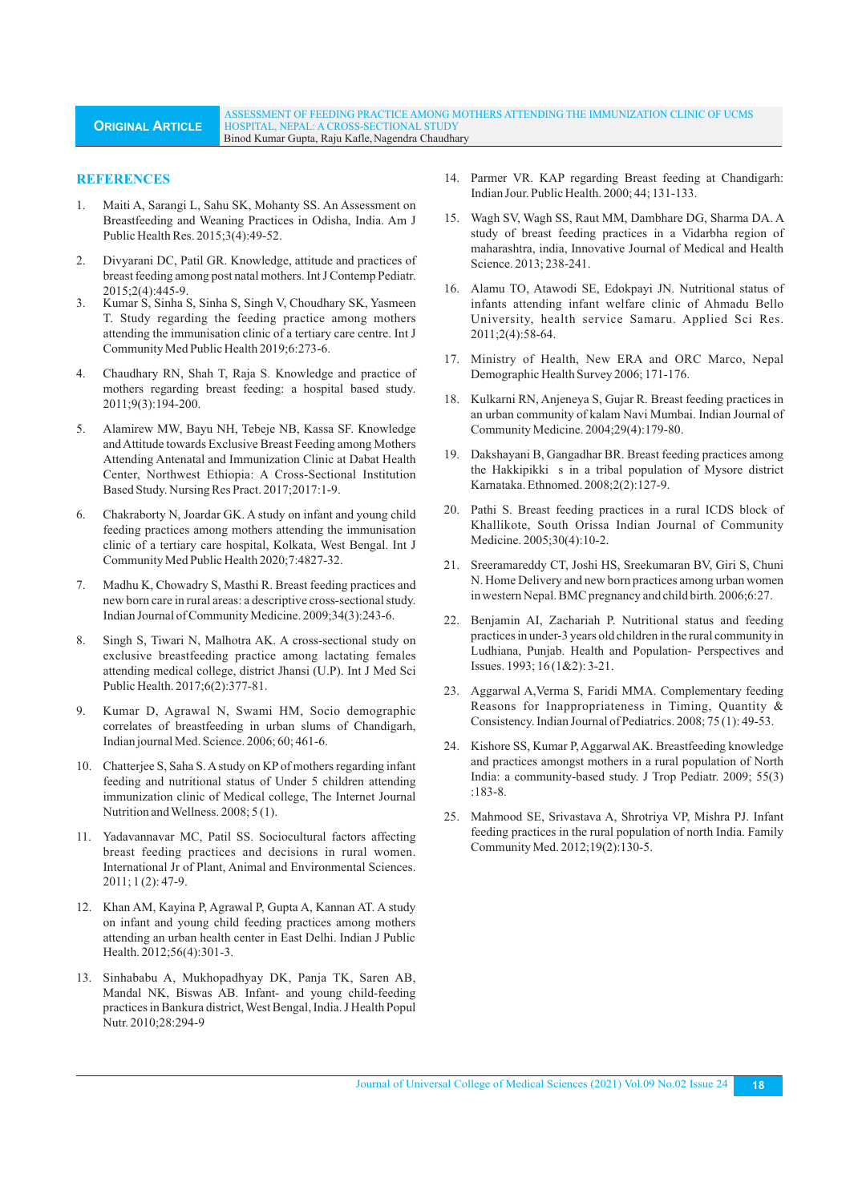## REFERENCES

1. Maiti A, Sarangi L, Sahu SK, Mohanty SS. An Assessment on Breastfeeding and Weaning Practices in Odisha, India. Am J Public Health Res. 2015;3(4):49-52.

2. Divyarani DC, Patil GR. Knowledge, attitude and practices of breast feeding among post natal mothers. Int J Contemp Pediatr. 2015;2(4):445-9.

3. Kumar S, Sinha S, Sinha S, Singh V, Choudhary SK, Yasmeen T. Study regarding the feeding practice among mothers attending the immunisation clinic of a tertiary care centre. Int J Community Med Public Health 2019;6:273-6.

4. Chaudhary RN, Shah T, Raja S. Knowledge and practice of mothers regarding breast feeding: a hospital based study. 2011;9(3):194-200.

5. Alamirew MW, Bayu NH, Tebeje NB, Kassa SF. Knowledge and Attitude towards Exclusive Breast Feeding among Mothers Attending Antenatal and Immunization Clinic at Dabat Health Center, Northwest Ethiopia: A Cross-Sectional Institution Based Study. Nursing Res Pract. 2017;2017:1-9.

6. Chakraborty N, Joardar GK. A study on infant and young child feeding practices among mothers attending the immunisation clinic of a tertiary care hospital, Kolkata, West Bengal. Int J Community Med Public Health 2020;7:4827-32.

7. Madhu K, Chowadry S, Masthi R. Breast feeding practices and new born care in rural areas: a descriptive cross-sectional study. Indian Journal of Community Medicine. 2009;34(3):243-6.

8. Singh S, Tiwari N, Malhotra AK. A cross-sectional study on exclusive breastfeeding practice among lactating females attending medical college, district Jhansi (U.P). Int J Med Sci Public Health. 2017;6(2):377-81.

9. Kumar D, Agrawal N, Swami HM, Socio demographic correlates of breastfeeding in urban slums of Chandigarh, Indian journal Med. Science. 2006; 60; 461-6.

10. Chatterjee S, Saha S. A study on KP of mothers regarding infant feeding and nutritional status of Under 5 children attending immunization clinic of Medical college, The Internet Journal Nutrition and Wellness. 2008; 5 (1).

11. Yadavannavar MC, Patil SS. Sociocultural factors affecting breast feeding practices and decisions in rural women. International Jr of Plant, Animal and Environmental Sciences. 2011; 1 (2): 47-9.

12. Khan AM, Kayina P, Agrawal P, Gupta A, Kannan AT. A study on infant and young child feeding practices among mothers attending an urban health center in East Delhi. Indian J Public Health. 2012;56(4):301-3.

13. Sinhababu A, Mukhopadhyay DK, Panja TK, Saren AB, Mandal NK, Biswas AB. Infant- and young child-feeding practices in Bankura district, West Bengal, India. J Health Popul Nutr. 2010;28:294-9

14. Parmer VR. KAP regarding Breast feeding at Chandigarh: Indian Jour. Public Health. 2000; 44; 131-133.

15. Wagh SV, Wagh SS, Raut MM, Dambhare DG, Sharma DA. A study of breast feeding practices in a Vidarbha region of maharashtra, india, Innovative Journal of Medical and Health Science. 2013; 238-241.

16. Alamu TO, Atawodi SE, Edokpayi JN. Nutritional status of infants attending infant welfare clinic of Ahmadu Bello University, health service Samaru. Applied Sci Res. 2011;2(4):58-64.

17. Ministry of Health, New ERA and ORC Marco, Nepal Demographic Health Survey 2006; 171-176.

18. Kulkarni RN, Anjeneya S, Gujar R. Breast feeding practices in an urban community of kalam Navi Mumbai. Indian Journal of Community Medicine. 2004;29(4):179-80.

19. Dakshayani B, Gangadhar BR. Breast feeding practices among the Hakkipikki s in a tribal population of Mysore district Karnataka. Ethnomed. 2008;2(2):127-9.

20. Pathi S. Breast feeding practices in a rural ICDS block of Khallikote, South Orissa Indian Journal of Community Medicine. 2005;30(4):10-2.

21. Sreeramareddy CT, Joshi HS, Sreekumaran BV, Giri S, Chuni N. Home Delivery and new born practices among urban women in western Nepal. BMC pregnancy and child birth. 2006;6:27.

22. Benjamin AI, Zachariah P. Nutritional status and feeding practices in under-3 years old children in the rural community in Ludhiana, Punjab. Health and Population- Perspectives and Issues. 1993; 16 (1&2): 3-21.

23. Aggarwal A,Verma S, Faridi MMA. Complementary feeding Reasons for Inappropriateness in Timing, Quantity & Consistency. Indian Journal of Pediatrics. 2008; 75 (1): 49-53.

24. Kishore SS, Kumar P, Aggarwal AK. Breastfeeding knowledge and practices amongst mothers in a rural population of North India: a community-based study. J Trop Pediatr. 2009; 55(3) :183-8.

25. Mahmood SE, Srivastava A, Shrotriya VP, Mishra PJ. Infant feeding practices in the rural population of north India. Family Community Med. 2012;19(2):130-5.